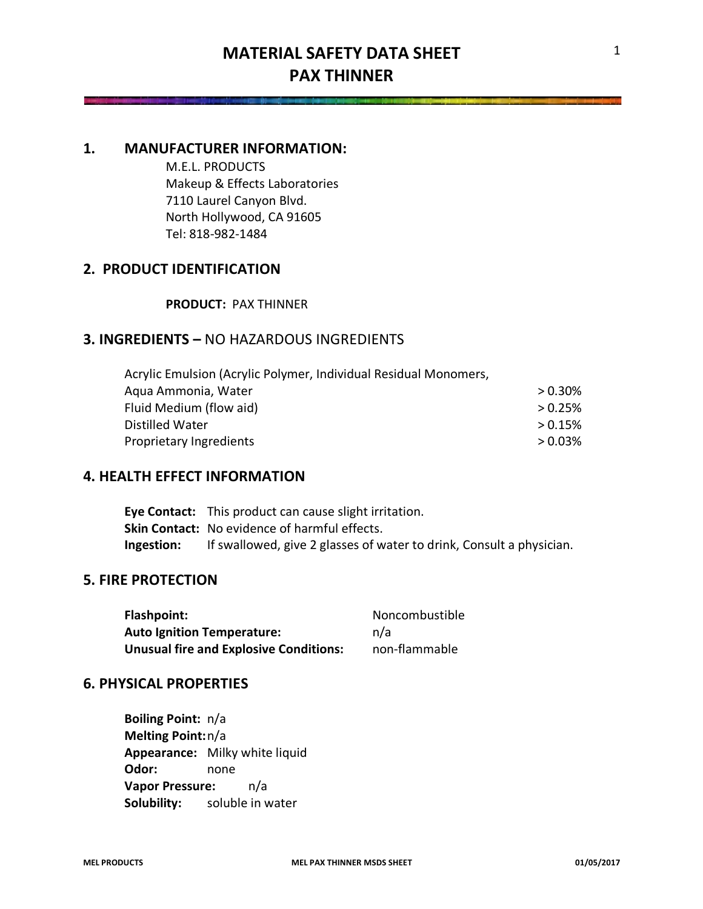# MATERIAL SAFETY DATA SHEET
# PAX THINNER

## 1. MANUFACTURER INFORMATION:

M.E.L. PRODUCTS
Makeup & Effects Laboratories
7110 Laurel Canyon Blvd.
North Hollywood, CA 91605
Tel: 818-982-1484

## 2. PRODUCT IDENTIFICATION

**PRODUCT:** PAX THINNER

## 3. INGREDIENTS – NO HAZARDOUS INGREDIENTS

| Ingredient | Amount |
|---|---|
| Acrylic Emulsion (Acrylic Polymer, Individual Residual Monomers, Aqua Ammonia, Water | > 0.30% |
| Fluid Medium (flow aid) | > 0.25% |
| Distilled Water | > 0.15% |
| Proprietary Ingredients | > 0.03% |

## 4. HEALTH EFFECT INFORMATION

**Eye Contact:** This product can cause slight irritation.
**Skin Contact:** No evidence of harmful effects.
**Ingestion:** If swallowed, give 2 glasses of water to drink, Consult a physician.

## 5. FIRE PROTECTION

**Flashpoint:** Noncombustible
**Auto Ignition Temperature:** n/a
**Unusual fire and Explosive Conditions:** non-flammable

## 6. PHYSICAL PROPERTIES

**Boiling Point:** n/a
**Melting Point:** n/a
**Appearance:** Milky white liquid
**Odor:** none
**Vapor Pressure:** n/a
**Solubility:** soluble in water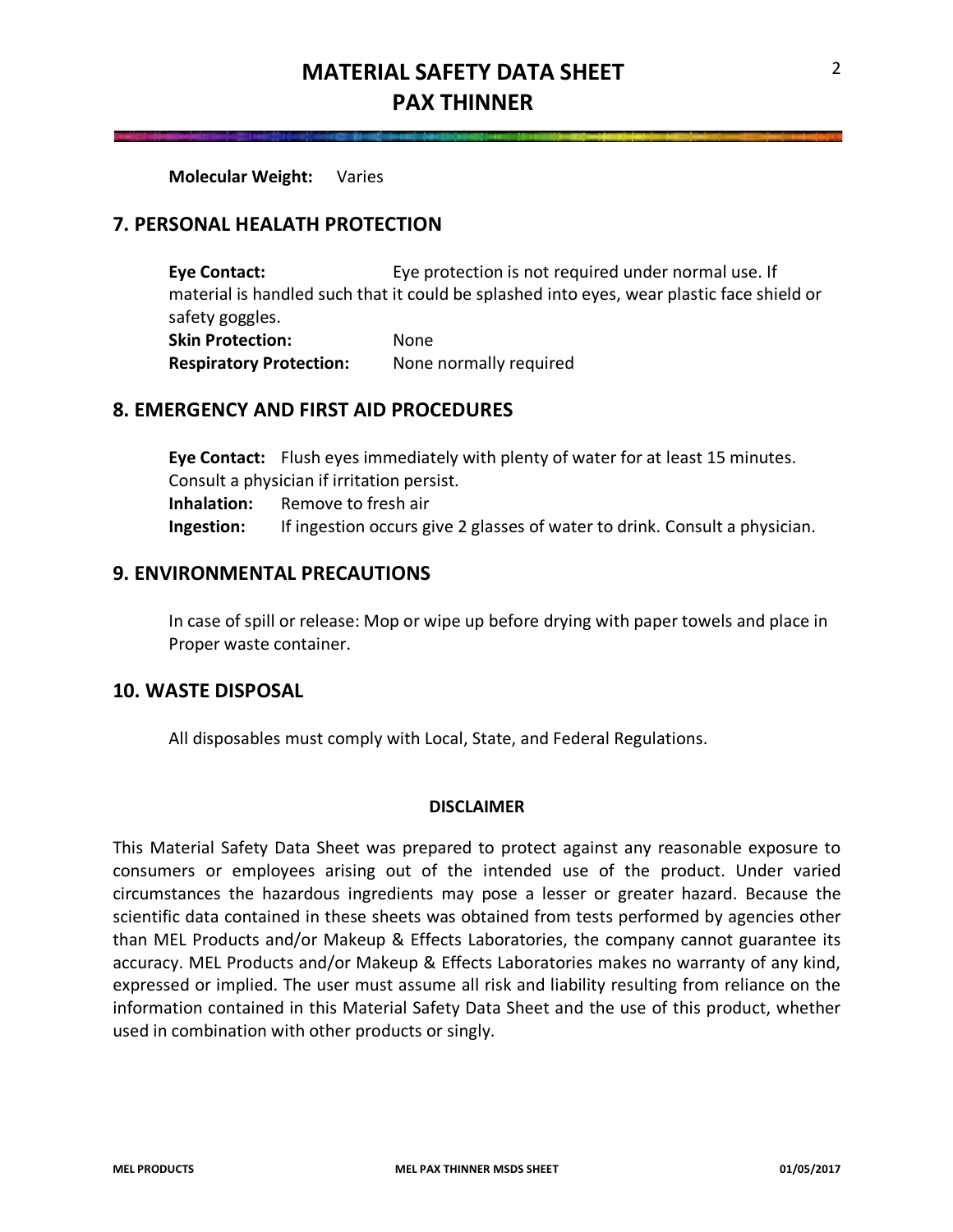**Molecular Weight:** Varies

## 7. PERSONAL HEALATH PROTECTION

**Eye Contact:** Eye protection is not required under normal use. If material is handled such that it could be splashed into eyes, wear plastic face shield or safety goggles.

**Skin Protection:** None

**Respiratory Protection:** None normally required

## 8. EMERGENCY AND FIRST AID PROCEDURES

**Eye Contact:** Flush eyes immediately with plenty of water for at least 15 minutes. Consult a physician if irritation persist.

**Inhalation:** Remove to fresh air

**Ingestion:** If ingestion occurs give 2 glasses of water to drink. Consult a physician.

## 9. ENVIRONMENTAL PRECAUTIONS

In case of spill or release: Mop or wipe up before drying with paper towels and place in Proper waste container.

## 10. WASTE DISPOSAL

All disposables must comply with Local, State, and Federal Regulations.

**DISCLAIMER**

This Material Safety Data Sheet was prepared to protect against any reasonable exposure to consumers or employees arising out of the intended use of the product. Under varied circumstances the hazardous ingredients may pose a lesser or greater hazard. Because the scientific data contained in these sheets was obtained from tests performed by agencies other than MEL Products and/or Makeup & Effects Laboratories, the company cannot guarantee its accuracy. MEL Products and/or Makeup & Effects Laboratories makes no warranty of any kind, expressed or implied. The user must assume all risk and liability resulting from reliance on the information contained in this Material Safety Data Sheet and the use of this product, whether used in combination with other products or singly.